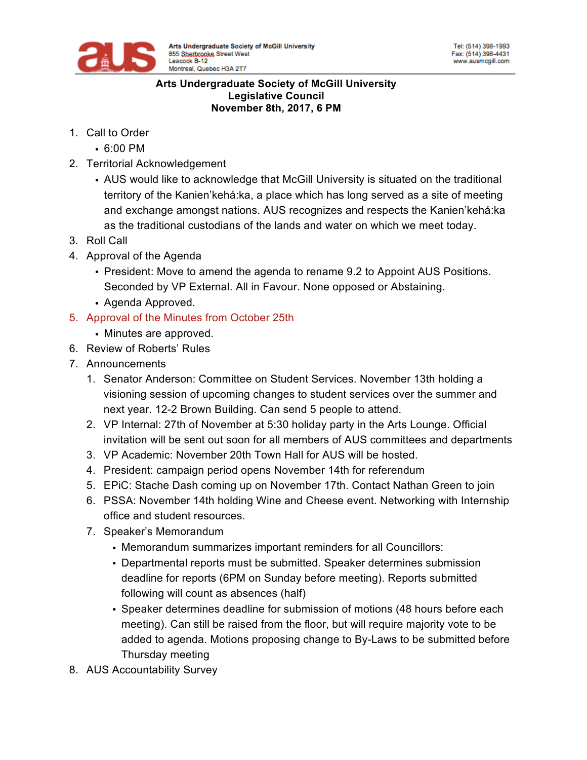Arts Undergraduate Society of McGill University
855 Sherbrooke Street West
Leacock B-12
Montreal, Quebec H3A 2T7

Tel: (514) 398-1993
Fax: (514) 398-4431
www.ausmcgill.com

**Arts Undergraduate Society of McGill University**
**Legislative Council**
**November 8th, 2017, 6 PM**

1. Call to Order
   - 6:00 PM
2. Territorial Acknowledgement
   - AUS would like to acknowledge that McGill University is situated on the traditional territory of the Kanien'kehá:ka, a place which has long served as a site of meeting and exchange amongst nations. AUS recognizes and respects the Kanien'kehá:ka as the traditional custodians of the lands and water on which we meet today.
3. Roll Call
4. Approval of the Agenda
   - President: Move to amend the agenda to rename 9.2 to Appoint AUS Positions. Seconded by VP External. All in Favour. None opposed or Abstaining.
   - Agenda Approved.
5. Approval of the Minutes from October 25th
   - Minutes are approved.
6. Review of Roberts' Rules
7. Announcements
   1. Senator Anderson: Committee on Student Services. November 13th holding a visioning session of upcoming changes to student services over the summer and next year. 12-2 Brown Building. Can send 5 people to attend.
   2. VP Internal: 27th of November at 5:30 holiday party in the Arts Lounge. Official invitation will be sent out soon for all members of AUS committees and departments
   3. VP Academic: November 20th Town Hall for AUS will be hosted.
   4. President: campaign period opens November 14th for referendum
   5. EPiC: Stache Dash coming up on November 17th. Contact Nathan Green to join
   6. PSSA: November 14th holding Wine and Cheese event. Networking with Internship office and student resources.
   7. Speaker's Memorandum
      - Memorandum summarizes important reminders for all Councillors:
      - Departmental reports must be submitted. Speaker determines submission deadline for reports (6PM on Sunday before meeting). Reports submitted following will count as absences (half)
      - Speaker determines deadline for submission of motions (48 hours before each meeting). Can still be raised from the floor, but will require majority vote to be added to agenda. Motions proposing change to By-Laws to be submitted before Thursday meeting
8. AUS Accountability Survey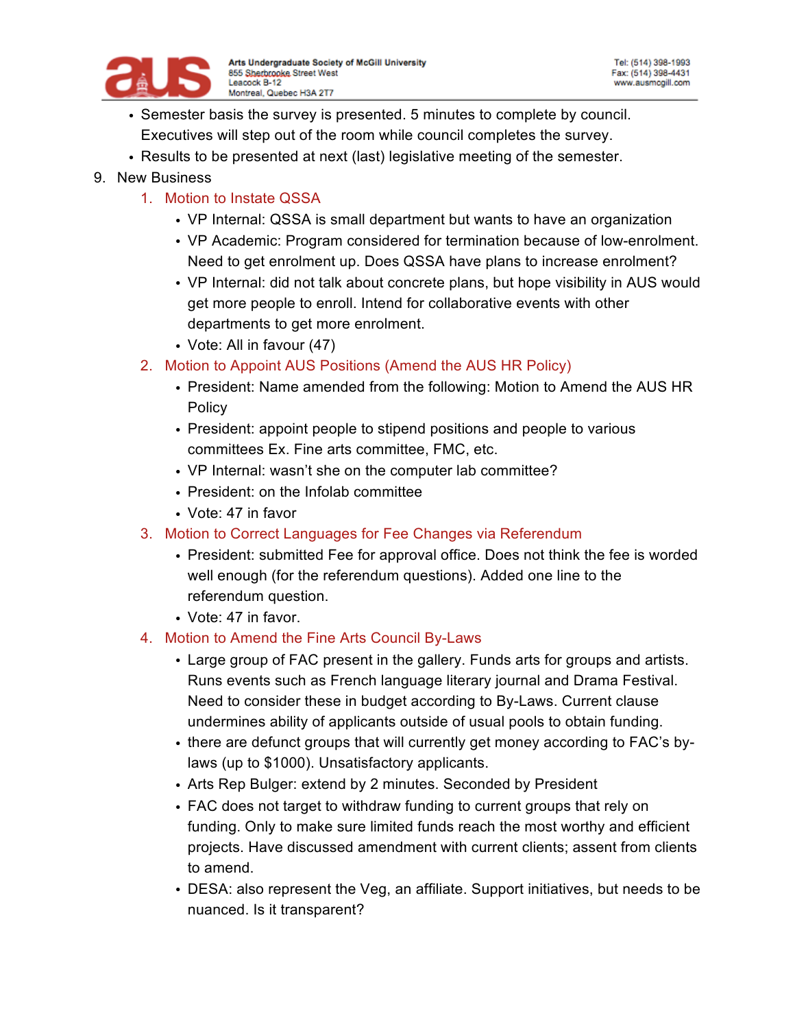- Semester basis the survey is presented. 5 minutes to complete by council. Executives will step out of the room while council completes the survey.
- Results to be presented at next (last) legislative meeting of the semester.

9. New Business
    1. Motion to Instate QSSA
        - VP Internal: QSSA is small department but wants to have an organization
        - VP Academic: Program considered for termination because of low-enrolment. Need to get enrolment up. Does QSSA have plans to increase enrolment?
        - VP Internal: did not talk about concrete plans, but hope visibility in AUS would get more people to enroll. Intend for collaborative events with other departments to get more enrolment.
        - Vote: All in favour (47)
    2. Motion to Appoint AUS Positions (Amend the AUS HR Policy)
        - President: Name amended from the following: Motion to Amend the AUS HR Policy
        - President: appoint people to stipend positions and people to various committees Ex. Fine arts committee, FMC, etc.
        - VP Internal: wasn't she on the computer lab committee?
        - President: on the Infolab committee
        - Vote: 47 in favor
    3. Motion to Correct Languages for Fee Changes via Referendum
        - President: submitted Fee for approval office. Does not think the fee is worded well enough (for the referendum questions). Added one line to the referendum question.
        - Vote: 47 in favor.
    4. Motion to Amend the Fine Arts Council By-Laws
        - Large group of FAC present in the gallery. Funds arts for groups and artists. Runs events such as French language literary journal and Drama Festival. Need to consider these in budget according to By-Laws. Current clause undermines ability of applicants outside of usual pools to obtain funding.
        - there are defunct groups that will currently get money according to FAC's by-laws (up to $1000). Unsatisfactory applicants.
        - Arts Rep Bulger: extend by 2 minutes. Seconded by President
        - FAC does not target to withdraw funding to current groups that rely on funding. Only to make sure limited funds reach the most worthy and efficient projects. Have discussed amendment with current clients; assent from clients to amend.
        - DESA: also represent the Veg, an affiliate. Support initiatives, but needs to be nuanced. Is it transparent?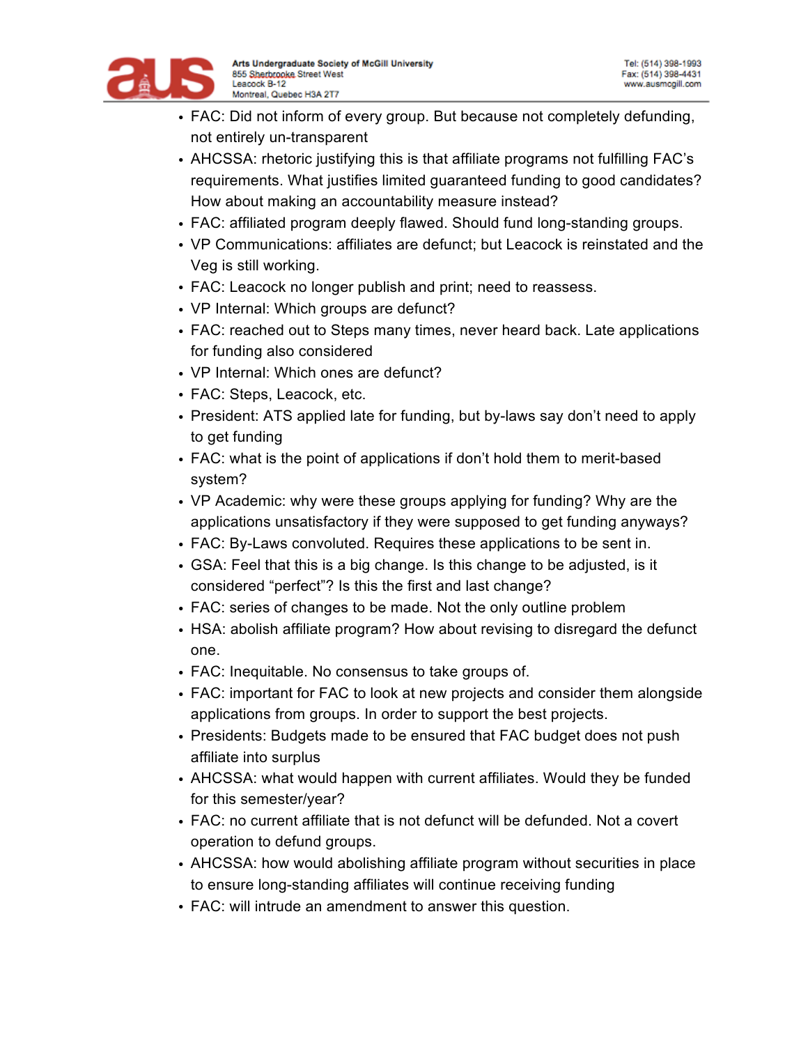- FAC: Did not inform of every group. But because not completely defunding, not entirely un-transparent
- AHCSSA: rhetoric justifying this is that affiliate programs not fulfilling FAC's requirements. What justifies limited guaranteed funding to good candidates? How about making an accountability measure instead?
- FAC: affiliated program deeply flawed. Should fund long-standing groups.
- VP Communications: affiliates are defunct; but Leacock is reinstated and the Veg is still working.
- FAC: Leacock no longer publish and print; need to reassess.
- VP Internal: Which groups are defunct?
- FAC: reached out to Steps many times, never heard back. Late applications for funding also considered
- VP Internal: Which ones are defunct?
- FAC: Steps, Leacock, etc.
- President: ATS applied late for funding, but by-laws say don't need to apply to get funding
- FAC: what is the point of applications if don't hold them to merit-based system?
- VP Academic: why were these groups applying for funding? Why are the applications unsatisfactory if they were supposed to get funding anyways?
- FAC: By-Laws convoluted. Requires these applications to be sent in.
- GSA: Feel that this is a big change. Is this change to be adjusted, is it considered "perfect"? Is this the first and last change?
- FAC: series of changes to be made. Not the only outline problem
- HSA: abolish affiliate program? How about revising to disregard the defunct one.
- FAC: Inequitable. No consensus to take groups of.
- FAC: important for FAC to look at new projects and consider them alongside applications from groups. In order to support the best projects.
- Presidents: Budgets made to be ensured that FAC budget does not push affiliate into surplus
- AHCSSA: what would happen with current affiliates. Would they be funded for this semester/year?
- FAC: no current affiliate that is not defunct will be defunded. Not a covert operation to defund groups.
- AHCSSA: how would abolishing affiliate program without securities in place to ensure long-standing affiliates will continue receiving funding
- FAC: will intrude an amendment to answer this question.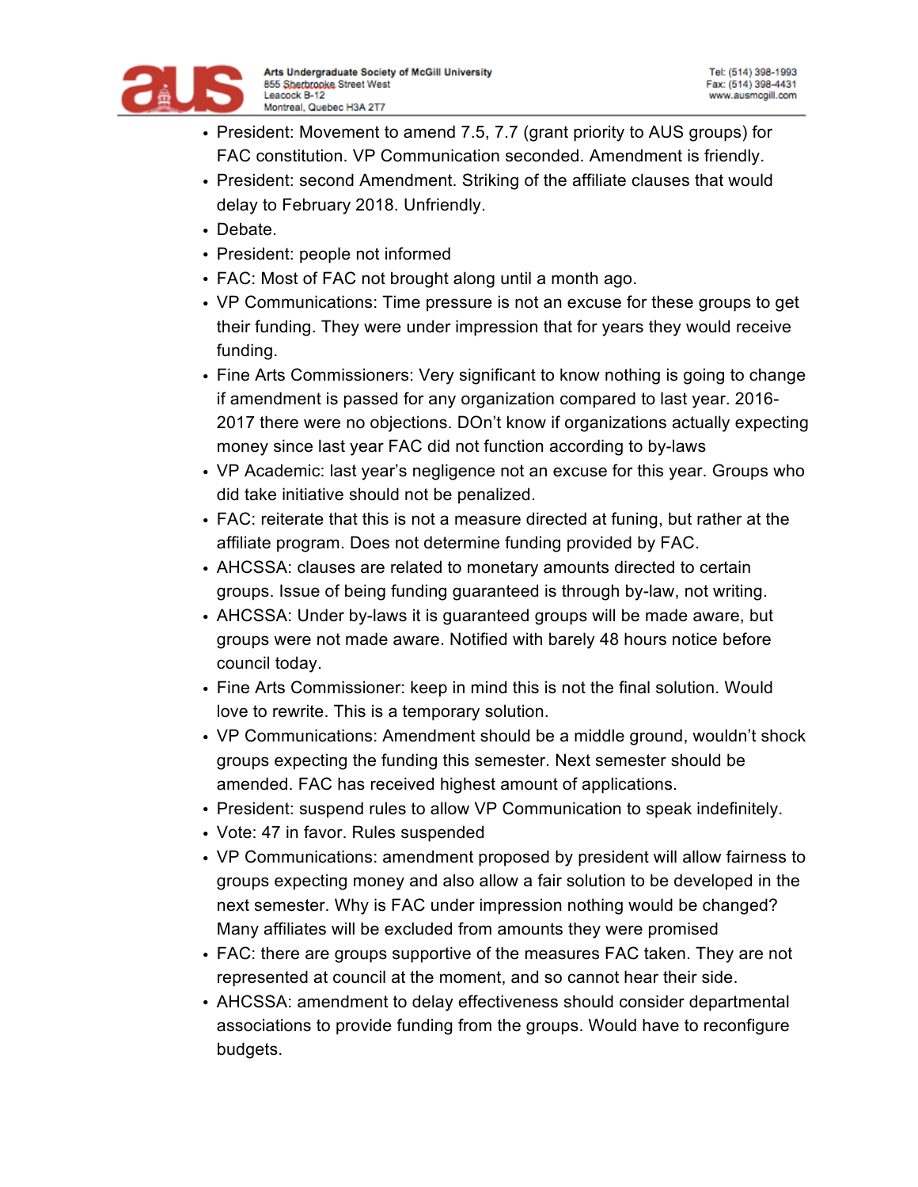- President: Movement to amend 7.5, 7.7 (grant priority to AUS groups) for FAC constitution. VP Communication seconded. Amendment is friendly.
- President: second Amendment. Striking of the affiliate clauses that would delay to February 2018. Unfriendly.
- Debate.
- President: people not informed
- FAC: Most of FAC not brought along until a month ago.
- VP Communications: Time pressure is not an excuse for these groups to get their funding. They were under impression that for years they would receive funding.
- Fine Arts Commissioners: Very significant to know nothing is going to change if amendment is passed for any organization compared to last year. 2016-2017 there were no objections. DOn't know if organizations actually expecting money since last year FAC did not function according to by-laws
- VP Academic: last year's negligence not an excuse for this year. Groups who did take initiative should not be penalized.
- FAC: reiterate that this is not a measure directed at funing, but rather at the affiliate program. Does not determine funding provided by FAC.
- AHCSSA: clauses are related to monetary amounts directed to certain groups. Issue of being funding guaranteed is through by-law, not writing.
- AHCSSA: Under by-laws it is guaranteed groups will be made aware, but groups were not made aware. Notified with barely 48 hours notice before council today.
- Fine Arts Commissioner: keep in mind this is not the final solution. Would love to rewrite. This is a temporary solution.
- VP Communications: Amendment should be a middle ground, wouldn't shock groups expecting the funding this semester. Next semester should be amended. FAC has received highest amount of applications.
- President: suspend rules to allow VP Communication to speak indefinitely.
- Vote: 47 in favor. Rules suspended
- VP Communications: amendment proposed by president will allow fairness to groups expecting money and also allow a fair solution to be developed in the next semester. Why is FAC under impression nothing would be changed? Many affiliates will be excluded from amounts they were promised
- FAC: there are groups supportive of the measures FAC taken. They are not represented at council at the moment, and so cannot hear their side.
- AHCSSA: amendment to delay effectiveness should consider departmental associations to provide funding from the groups. Would have to reconfigure budgets.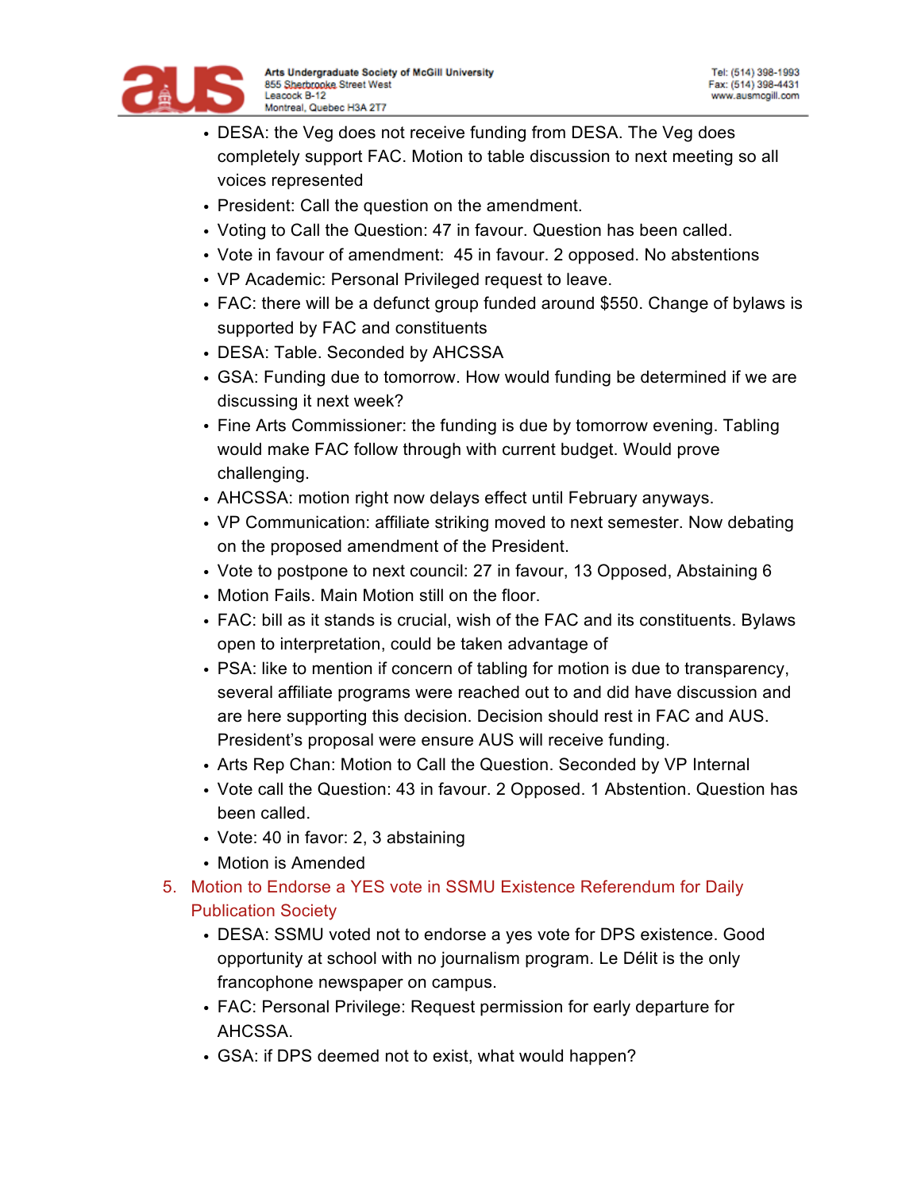- DESA: the Veg does not receive funding from DESA. The Veg does completely support FAC. Motion to table discussion to next meeting so all voices represented
- President: Call the question on the amendment.
- Voting to Call the Question: 47 in favour. Question has been called.
- Vote in favour of amendment:  45 in favour. 2 opposed. No abstentions
- VP Academic: Personal Privileged request to leave.
- FAC: there will be a defunct group funded around $550. Change of bylaws is supported by FAC and constituents
- DESA: Table. Seconded by AHCSSA
- GSA: Funding due to tomorrow. How would funding be determined if we are discussing it next week?
- Fine Arts Commissioner: the funding is due by tomorrow evening. Tabling would make FAC follow through with current budget. Would prove challenging.
- AHCSSA: motion right now delays effect until February anyways.
- VP Communication: affiliate striking moved to next semester. Now debating on the proposed amendment of the President.
- Vote to postpone to next council: 27 in favour, 13 Opposed, Abstaining 6
- Motion Fails. Main Motion still on the floor.
- FAC: bill as it stands is crucial, wish of the FAC and its constituents. Bylaws open to interpretation, could be taken advantage of
- PSA: like to mention if concern of tabling for motion is due to transparency, several affiliate programs were reached out to and did have discussion and are here supporting this decision. Decision should rest in FAC and AUS. President's proposal were ensure AUS will receive funding.
- Arts Rep Chan: Motion to Call the Question. Seconded by VP Internal
- Vote call the Question: 43 in favour. 2 Opposed. 1 Abstention. Question has been called.
- Vote: 40 in favor: 2, 3 abstaining
- Motion is Amended

5. Motion to Endorse a YES vote in SSMU Existence Referendum for Daily Publication Society

- DESA: SSMU voted not to endorse a yes vote for DPS existence. Good opportunity at school with no journalism program. Le Délit is the only francophone newspaper on campus.
- FAC: Personal Privilege: Request permission for early departure for AHCSSA.
- GSA: if DPS deemed not to exist, what would happen?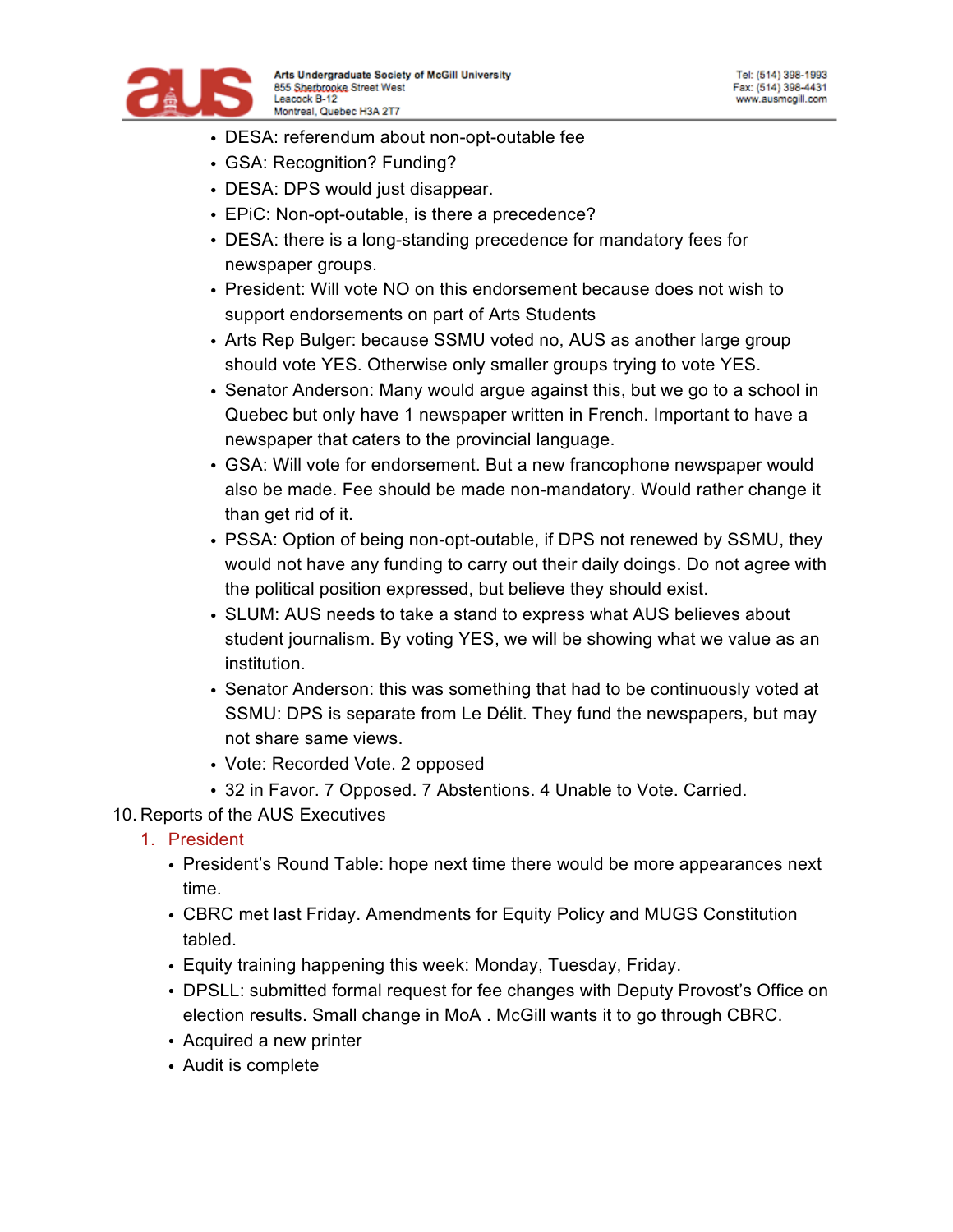- DESA: referendum about non-opt-outable fee
- GSA: Recognition? Funding?
- DESA: DPS would just disappear.
- EPiC: Non-opt-outable, is there a precedence?
- DESA: there is a long-standing precedence for mandatory fees for newspaper groups.
- President: Will vote NO on this endorsement because does not wish to support endorsements on part of Arts Students
- Arts Rep Bulger: because SSMU voted no, AUS as another large group should vote YES. Otherwise only smaller groups trying to vote YES.
- Senator Anderson: Many would argue against this, but we go to a school in Quebec but only have 1 newspaper written in French. Important to have a newspaper that caters to the provincial language.
- GSA: Will vote for endorsement. But a new francophone newspaper would also be made. Fee should be made non-mandatory. Would rather change it than get rid of it.
- PSSA: Option of being non-opt-outable, if DPS not renewed by SSMU, they would not have any funding to carry out their daily doings. Do not agree with the political position expressed, but believe they should exist.
- SLUM: AUS needs to take a stand to express what AUS believes about student journalism. By voting YES, we will be showing what we value as an institution.
- Senator Anderson: this was something that had to be continuously voted at SSMU: DPS is separate from Le Délit. They fund the newspapers, but may not share same views.
- Vote: Recorded Vote. 2 opposed
- 32 in Favor. 7 Opposed. 7 Abstentions. 4 Unable to Vote. Carried.

10. Reports of the AUS Executives
    1. President
        - President's Round Table: hope next time there would be more appearances next time.
        - CBRC met last Friday. Amendments for Equity Policy and MUGS Constitution tabled.
        - Equity training happening this week: Monday, Tuesday, Friday.
        - DPSLL: submitted formal request for fee changes with Deputy Provost's Office on election results. Small change in MoA . McGill wants it to go through CBRC.
        - Acquired a new printer
        - Audit is complete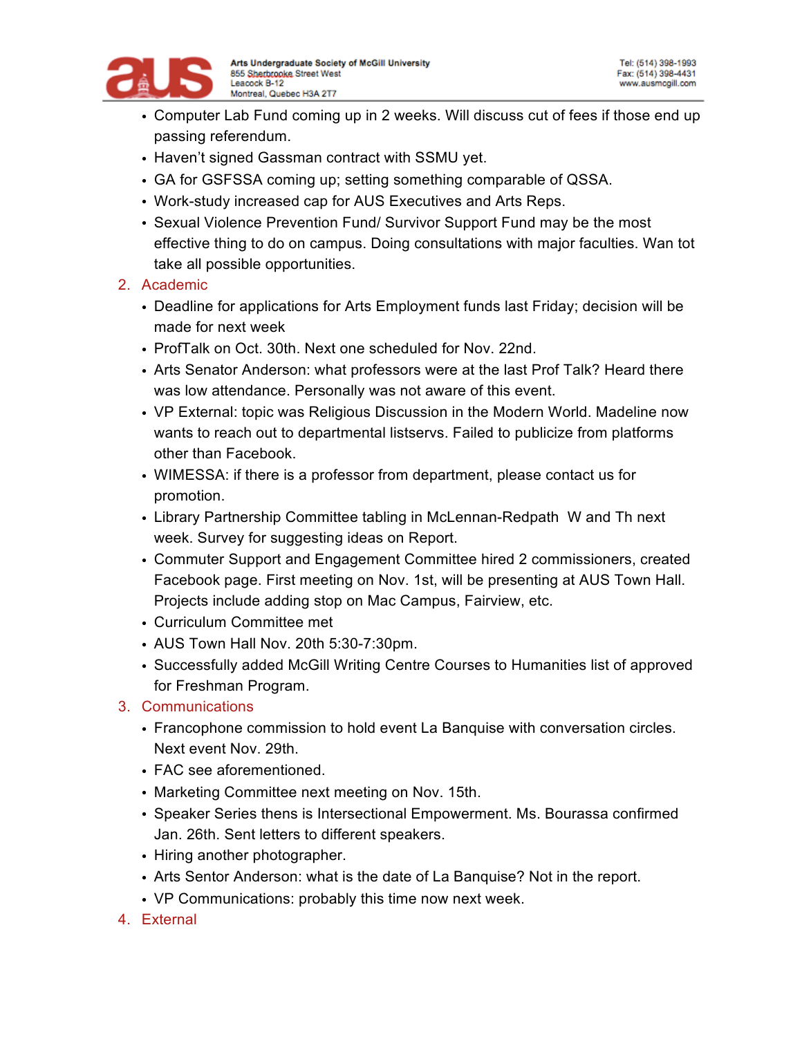- Computer Lab Fund coming up in 2 weeks. Will discuss cut of fees if those end up passing referendum.
- Haven't signed Gassman contract with SSMU yet.
- GA for GSFSSA coming up; setting something comparable of QSSA.
- Work-study increased cap for AUS Executives and Arts Reps.
- Sexual Violence Prevention Fund/ Survivor Support Fund may be the most effective thing to do on campus. Doing consultations with major faculties. Wan tot take all possible opportunities.

2. Academic
   - Deadline for applications for Arts Employment funds last Friday; decision will be made for next week
   - ProfTalk on Oct. 30th. Next one scheduled for Nov. 22nd.
   - Arts Senator Anderson: what professors were at the last Prof Talk? Heard there was low attendance. Personally was not aware of this event.
   - VP External: topic was Religious Discussion in the Modern World. Madeline now wants to reach out to departmental listservs. Failed to publicize from platforms other than Facebook.
   - WIMESSA: if there is a professor from department, please contact us for promotion.
   - Library Partnership Committee tabling in McLennan-Redpath W and Th next week. Survey for suggesting ideas on Report.
   - Commuter Support and Engagement Committee hired 2 commissioners, created Facebook page. First meeting on Nov. 1st, will be presenting at AUS Town Hall. Projects include adding stop on Mac Campus, Fairview, etc.
   - Curriculum Committee met
   - AUS Town Hall Nov. 20th 5:30-7:30pm.
   - Successfully added McGill Writing Centre Courses to Humanities list of approved for Freshman Program.
3. Communications
   - Francophone commission to hold event La Banquise with conversation circles. Next event Nov. 29th.
   - FAC see aforementioned.
   - Marketing Committee next meeting on Nov. 15th.
   - Speaker Series thens is Intersectional Empowerment. Ms. Bourassa confirmed Jan. 26th. Sent letters to different speakers.
   - Hiring another photographer.
   - Arts Sentor Anderson: what is the date of La Banquise? Not in the report.
   - VP Communications: probably this time now next week.
4. External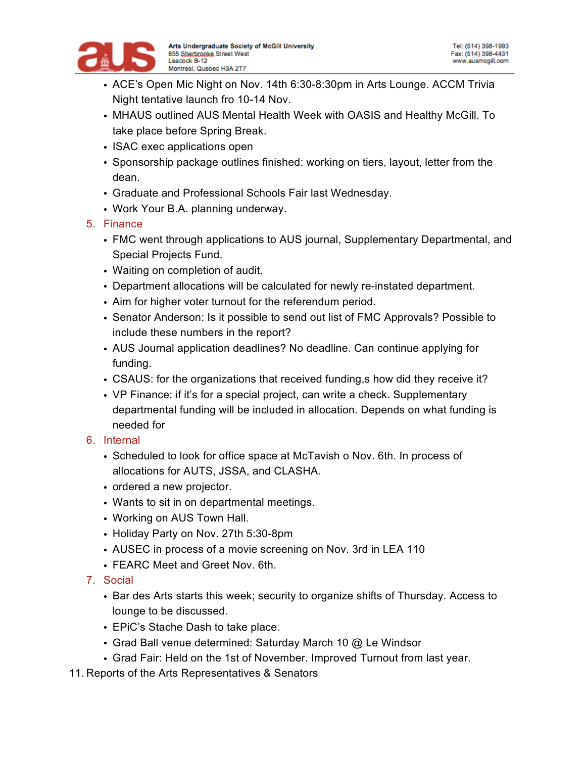- ACE's Open Mic Night on Nov. 14th 6:30-8:30pm in Arts Lounge. ACCM Trivia Night tentative launch fro 10-14 Nov.
- MHAUS outlined AUS Mental Health Week with OASIS and Healthy McGill. To take place before Spring Break.
- ISAC exec applications open
- Sponsorship package outlines finished: working on tiers, layout, letter from the dean.
- Graduate and Professional Schools Fair last Wednesday.
- Work Your B.A. planning underway.

5. Finance
   - FMC went through applications to AUS journal, Supplementary Departmental, and Special Projects Fund.
   - Waiting on completion of audit.
   - Department allocations will be calculated for newly re-instated department.
   - Aim for higher voter turnout for the referendum period.
   - Senator Anderson: Is it possible to send out list of FMC Approvals? Possible to include these numbers in the report?
   - AUS Journal application deadlines? No deadline. Can continue applying for funding.
   - CSAUS: for the organizations that received funding,s how did they receive it?
   - VP Finance: if it's for a special project, can write a check. Supplementary departmental funding will be included in allocation. Depends on what funding is needed for
6. Internal
   - Scheduled to look for office space at McTavish o Nov. 6th. In process of allocations for AUTS, JSSA, and CLASHA.
   - ordered a new projector.
   - Wants to sit in on departmental meetings.
   - Working on AUS Town Hall.
   - Holiday Party on Nov. 27th 5:30-8pm
   - AUSEC in process of a movie screening on Nov. 3rd in LEA 110
   - FEARC Meet and Greet Nov. 6th.
7. Social
   - Bar des Arts starts this week; security to organize shifts of Thursday. Access to lounge to be discussed.
   - EPiC's Stache Dash to take place.
   - Grad Ball venue determined: Saturday March 10 @ Le Windsor
   - Grad Fair: Held on the 1st of November. Improved Turnout from last year.

11. Reports of the Arts Representatives & Senators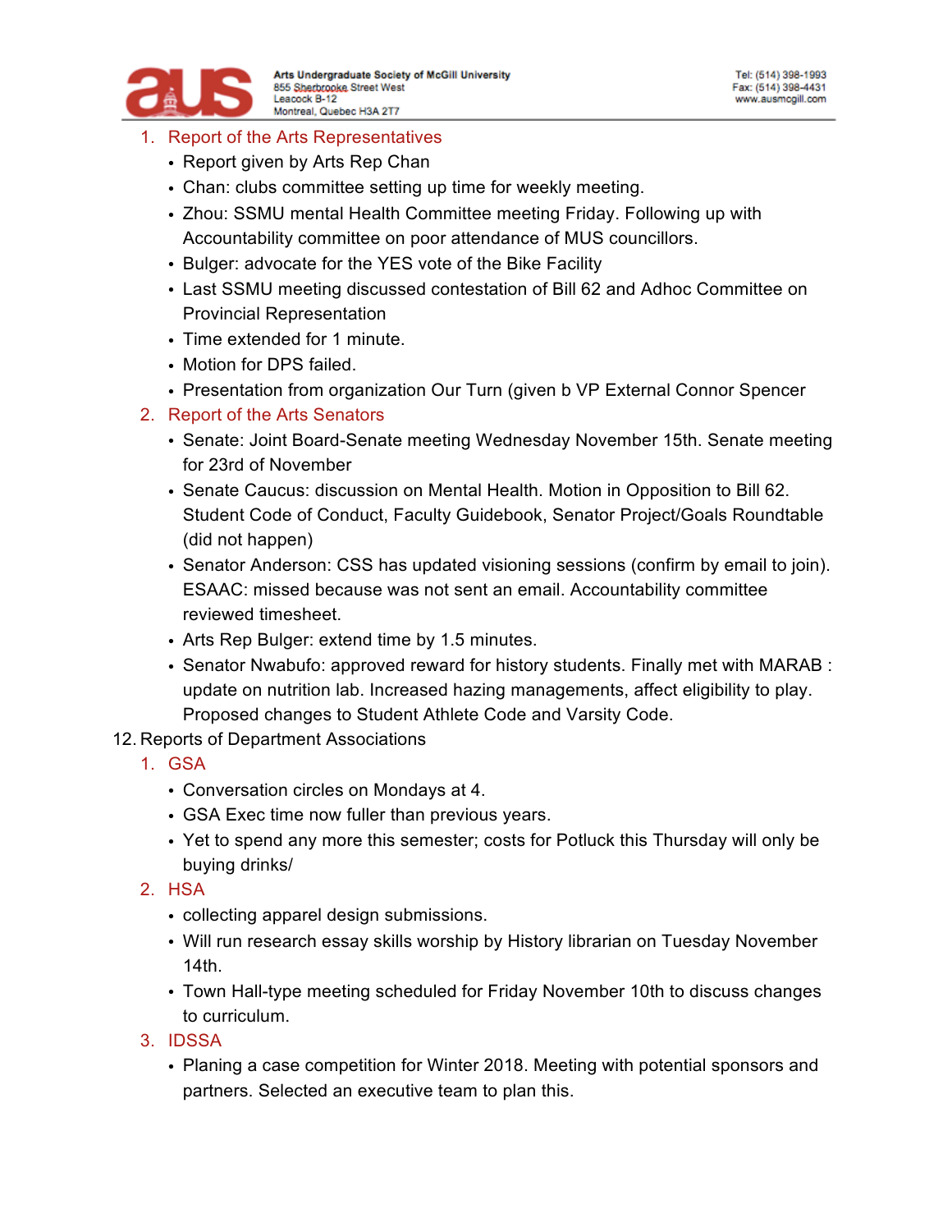1. Report of the Arts Representatives
   - Report given by Arts Rep Chan
   - Chan: clubs committee setting up time for weekly meeting.
   - Zhou: SSMU mental Health Committee meeting Friday. Following up with Accountability committee on poor attendance of MUS councillors.
   - Bulger: advocate for the YES vote of the Bike Facility
   - Last SSMU meeting discussed contestation of Bill 62 and Adhoc Committee on Provincial Representation
   - Time extended for 1 minute.
   - Motion for DPS failed.
   - Presentation from organization Our Turn (given b VP External Connor Spencer
2. Report of the Arts Senators
   - Senate: Joint Board-Senate meeting Wednesday November 15th. Senate meeting for 23rd of November
   - Senate Caucus: discussion on Mental Health. Motion in Opposition to Bill 62. Student Code of Conduct, Faculty Guidebook, Senator Project/Goals Roundtable (did not happen)
   - Senator Anderson: CSS has updated visioning sessions (confirm by email to join). ESAAC: missed because was not sent an email. Accountability committee reviewed timesheet.
   - Arts Rep Bulger: extend time by 1.5 minutes.
   - Senator Nwabufo: approved reward for history students. Finally met with MARAB : update on nutrition lab. Increased hazing managements, affect eligibility to play. Proposed changes to Student Athlete Code and Varsity Code.

12. Reports of Department Associations

1. GSA
   - Conversation circles on Mondays at 4.
   - GSA Exec time now fuller than previous years.
   - Yet to spend any more this semester; costs for Potluck this Thursday will only be buying drinks/
2. HSA
   - collecting apparel design submissions.
   - Will run research essay skills worship by History librarian on Tuesday November 14th.
   - Town Hall-type meeting scheduled for Friday November 10th to discuss changes to curriculum.
3. IDSSA
   - Planing a case competition for Winter 2018. Meeting with potential sponsors and partners. Selected an executive team to plan this.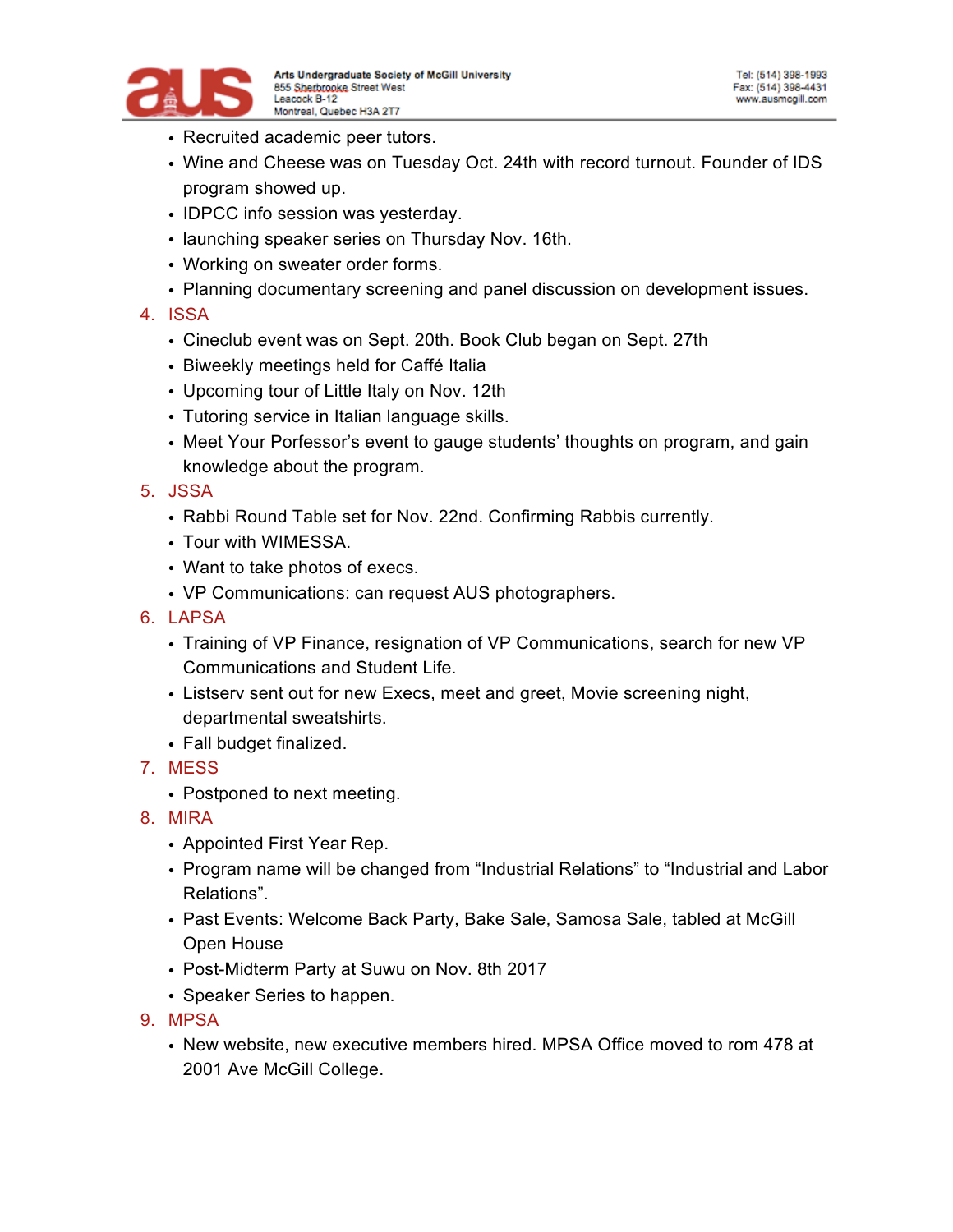- Recruited academic peer tutors.
- Wine and Cheese was on Tuesday Oct. 24th with record turnout. Founder of IDS program showed up.
- IDPCC info session was yesterday.
- launching speaker series on Thursday Nov. 16th.
- Working on sweater order forms.
- Planning documentary screening and panel discussion on development issues.

4. ISSA
   - Cineclub event was on Sept. 20th. Book Club began on Sept. 27th
   - Biweekly meetings held for Caffé Italia
   - Upcoming tour of Little Italy on Nov. 12th
   - Tutoring service in Italian language skills.
   - Meet Your Porfessor's event to gauge students' thoughts on program, and gain knowledge about the program.
5. JSSA
   - Rabbi Round Table set for Nov. 22nd. Confirming Rabbis currently.
   - Tour with WIMESSA.
   - Want to take photos of execs.
   - VP Communications: can request AUS photographers.
6. LAPSA
   - Training of VP Finance, resignation of VP Communications, search for new VP Communications and Student Life.
   - Listserv sent out for new Execs, meet and greet, Movie screening night, departmental sweatshirts.
   - Fall budget finalized.
7. MESS
   - Postponed to next meeting.
8. MIRA
   - Appointed First Year Rep.
   - Program name will be changed from "Industrial Relations" to "Industrial and Labor Relations".
   - Past Events: Welcome Back Party, Bake Sale, Samosa Sale, tabled at McGill Open House
   - Post-Midterm Party at Suwu on Nov. 8th 2017
   - Speaker Series to happen.
9. MPSA
   - New website, new executive members hired. MPSA Office moved to rom 478 at 2001 Ave McGill College.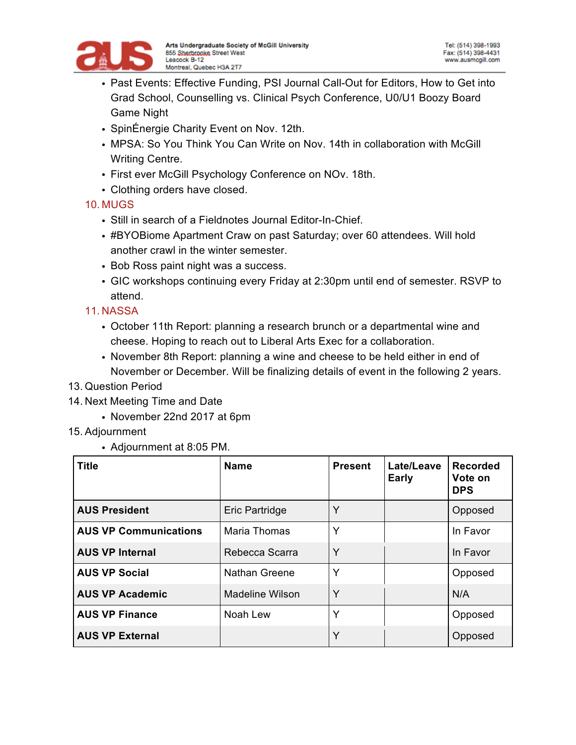- Past Events: Effective Funding, PSI Journal Call-Out for Editors, How to Get into Grad School, Counselling vs. Clinical Psych Conference, U0/U1 Boozy Board Game Night
- SpinÉnergie Charity Event on Nov. 12th.
- MPSA: So You Think You Can Write on Nov. 14th in collaboration with McGill Writing Centre.
- First ever McGill Psychology Conference on NOv. 18th.
- Clothing orders have closed.

10. MUGS
    - Still in search of a Fieldnotes Journal Editor-In-Chief.
    - #BYOBiome Apartment Craw on past Saturday; over 60 attendees. Will hold another crawl in the winter semester.
    - Bob Ross paint night was a success.
    - GIC workshops continuing every Friday at 2:30pm until end of semester. RSVP to attend.
11. NASSA
    - October 11th Report: planning a research brunch or a departmental wine and cheese. Hoping to reach out to Liberal Arts Exec for a collaboration.
    - November 8th Report: planning a wine and cheese to be held either in end of November or December. Will be finalizing details of event in the following 2 years.

13. Question Period
14. Next Meeting Time and Date
    - November 22nd 2017 at 6pm
15. Adjournment
    - Adjournment at 8:05 PM.

| Title | Name | Present | Late/Leave Early | Recorded Vote on DPS |
|---|---|---|---|---|
| **AUS President** | Eric Partridge | Y | | Opposed |
| **AUS VP Communications** | Maria Thomas | Y | | In Favor |
| **AUS VP Internal** | Rebecca Scarra | Y | | In Favor |
| **AUS VP Social** | Nathan Greene | Y | | Opposed |
| **AUS VP Academic** | Madeline Wilson | Y | | N/A |
| **AUS VP Finance** | Noah Lew | Y | | Opposed |
| **AUS VP External** | | Y | | Opposed |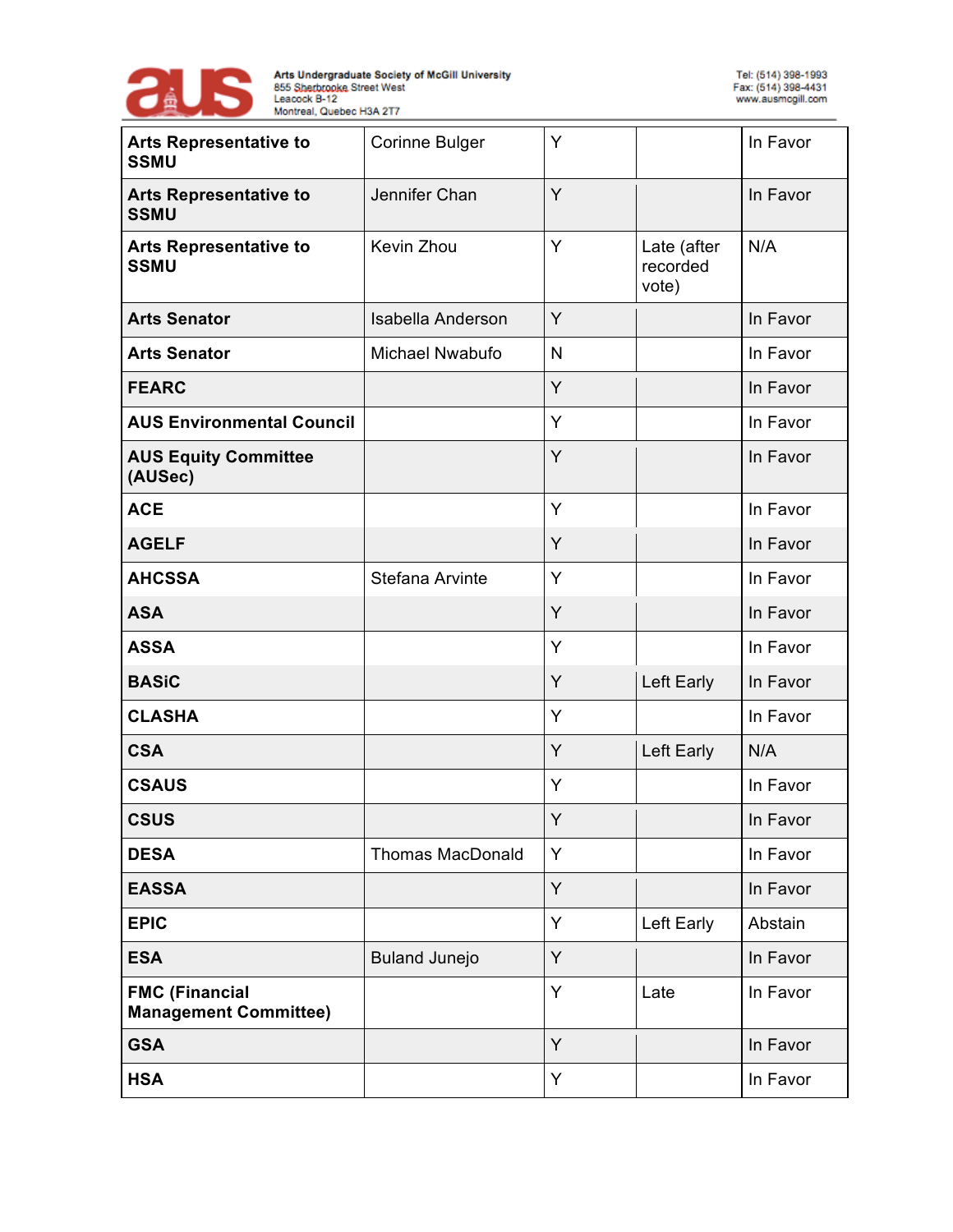| | | | | |
|---|---|---|---|---|
| **Arts Representative to SSMU** | Corinne Bulger | Y | | In Favor |
| **Arts Representative to SSMU** | Jennifer Chan | Y | | In Favor |
| **Arts Representative to SSMU** | Kevin Zhou | Y | Late (after recorded vote) | N/A |
| **Arts Senator** | Isabella Anderson | Y | | In Favor |
| **Arts Senator** | Michael Nwabufo | N | | In Favor |
| **FEARC** | | Y | | In Favor |
| **AUS Environmental Council** | | Y | | In Favor |
| **AUS Equity Committee (AUSec)** | | Y | | In Favor |
| **ACE** | | Y | | In Favor |
| **AGELF** | | Y | | In Favor |
| **AHCSSA** | Stefana Arvinte | Y | | In Favor |
| **ASA** | | Y | | In Favor |
| **ASSA** | | Y | | In Favor |
| **BASiC** | | Y | Left Early | In Favor |
| **CLASHA** | | Y | | In Favor |
| **CSA** | | Y | Left Early | N/A |
| **CSAUS** | | Y | | In Favor |
| **CSUS** | | Y | | In Favor |
| **DESA** | Thomas MacDonald | Y | | In Favor |
| **EASSA** | | Y | | In Favor |
| **EPIC** | | Y | Left Early | Abstain |
| **ESA** | Buland Junejo | Y | | In Favor |
| **FMC (Financial Management Committee)** | | Y | Late | In Favor |
| **GSA** | | Y | | In Favor |
| **HSA** | | Y | | In Favor |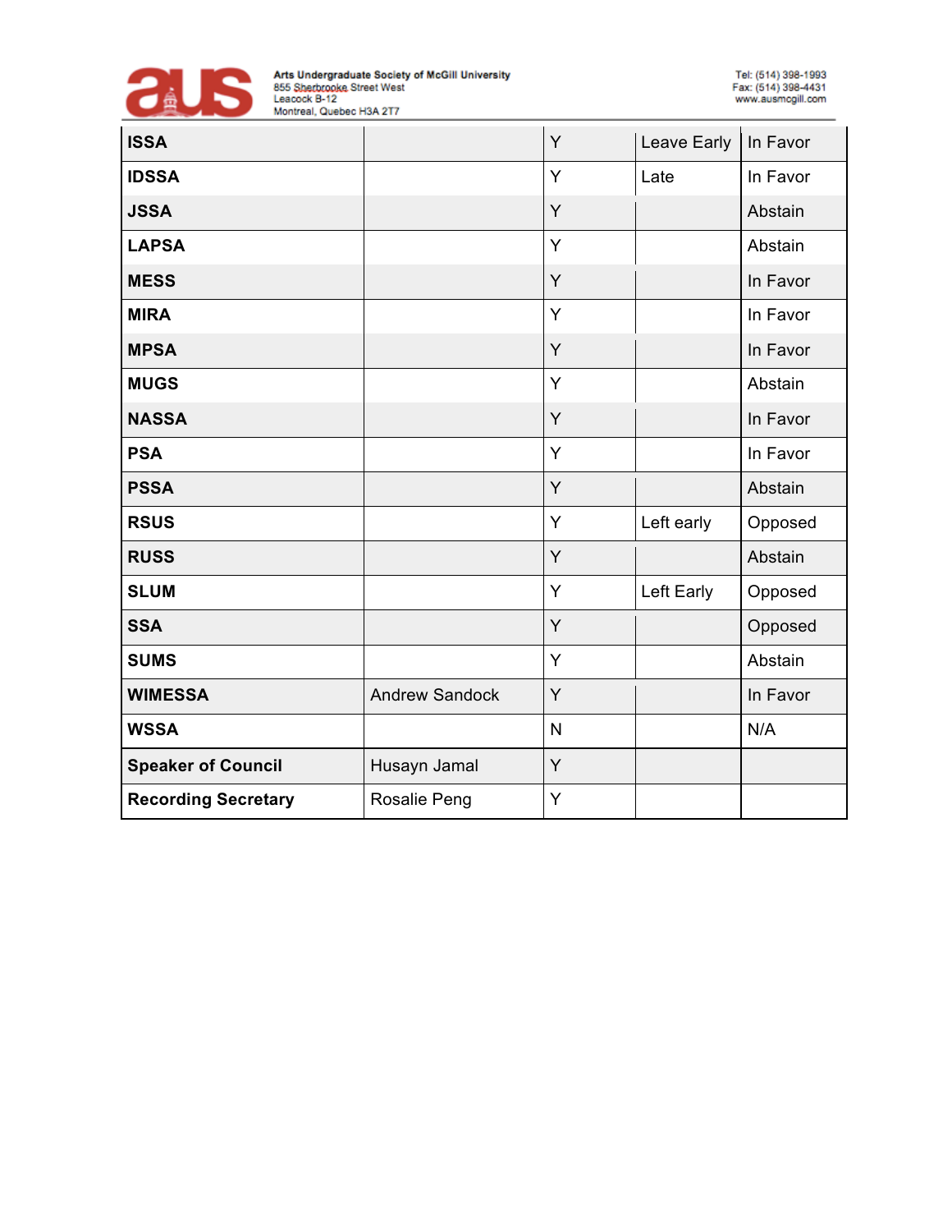| | | | | |
|---|---|---|---|---|
| **ISSA** | | Y | Leave Early | In Favor |
| **IDSSA** | | Y | Late | In Favor |
| **JSSA** | | Y | | Abstain |
| **LAPSA** | | Y | | Abstain |
| **MESS** | | Y | | In Favor |
| **MIRA** | | Y | | In Favor |
| **MPSA** | | Y | | In Favor |
| **MUGS** | | Y | | Abstain |
| **NASSA** | | Y | | In Favor |
| **PSA** | | Y | | In Favor |
| **PSSA** | | Y | | Abstain |
| **RSUS** | | Y | Left early | Opposed |
| **RUSS** | | Y | | Abstain |
| **SLUM** | | Y | Left Early | Opposed |
| **SSA** | | Y | | Opposed |
| **SUMS** | | Y | | Abstain |
| **WIMESSA** | Andrew Sandock | Y | | In Favor |
| **WSSA** | | N | | N/A |
| **Speaker of Council** | Husayn Jamal | Y | | |
| **Recording Secretary** | Rosalie Peng | Y | | |